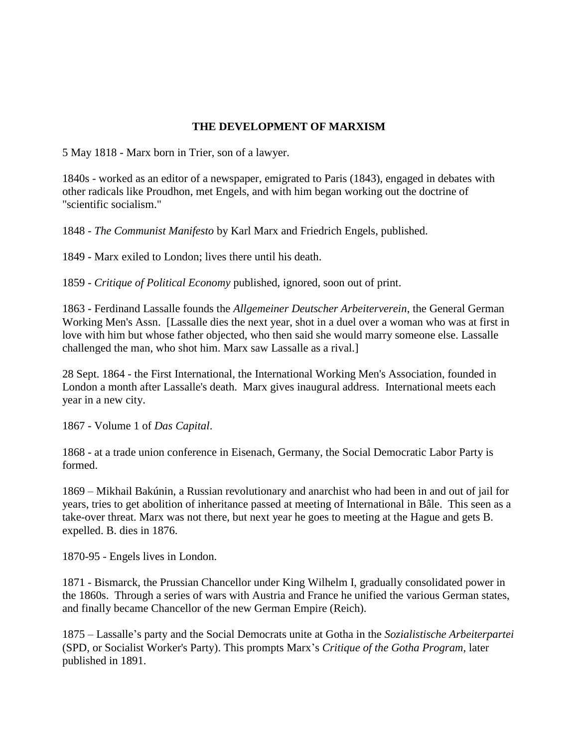# THE DEVELOPMENT OF MARXISM

5 May 1818 - Marx born in Trier, son of a lawyer.

1840s - worked as an editor of a newspaper, emigrated to Paris (1843), engaged in debates with other radicals like Proudhon, met Engels, and with him began working out the doctrine of "scientific socialism."

1848 - *The Communist Manifesto* by Karl Marx and Friedrich Engels, published.

1849 - Marx exiled to London; lives there until his death.

1859 - *Critique of Political Economy* published, ignored, soon out of print.

1863 - Ferdinand Lassalle founds the *Allgemeiner Deutscher Arbeiterverein*, the General German Working Men's Assn. [Lassalle dies the next year, shot in a duel over a woman who was at first in love with him but whose father objected, who then said she would marry someone else. Lassalle challenged the man, who shot him. Marx saw Lassalle as a rival.]

28 Sept. 1864 - the First International, the International Working Men's Association, founded in London a month after Lassalle's death. Marx gives inaugural address. International meets each year in a new city.

1867 - Volume 1 of *Das Capital*.

1868 - at a trade union conference in Eisenach, Germany, the Social Democratic Labor Party is formed.

1869 – Mikhail Bakúnin, a Russian revolutionary and anarchist who had been in and out of jail for years, tries to get abolition of inheritance passed at meeting of International in Bâle. This seen as a take-over threat. Marx was not there, but next year he goes to meeting at the Hague and gets B. expelled. B. dies in 1876.

1870-95 - Engels lives in London.

1871 - Bismarck, the Prussian Chancellor under King Wilhelm I, gradually consolidated power in the 1860s. Through a series of wars with Austria and France he unified the various German states, and finally became Chancellor of the new German Empire (Reich).

1875 – Lassalle's party and the Social Democrats unite at Gotha in the *Sozialistische Arbeiterpartei* (SPD, or Socialist Worker's Party). This prompts Marx's *Critique of the Gotha Program*, later published in 1891.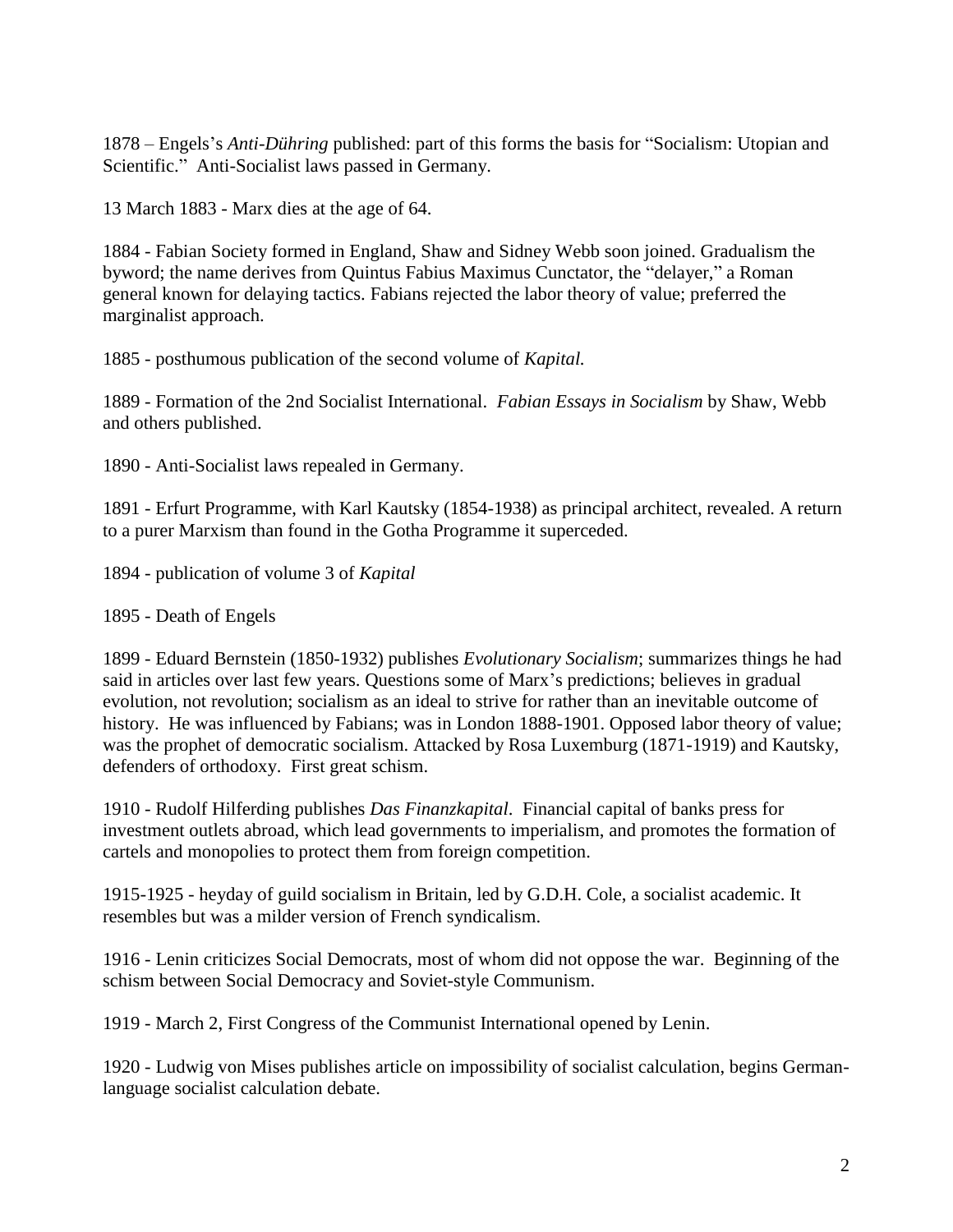1878 – Engels's *Anti-Dühring* published: part of this forms the basis for "Socialism: Utopian and Scientific." Anti-Socialist laws passed in Germany.

13 March 1883 - Marx dies at the age of 64.

1884 - Fabian Society formed in England, Shaw and Sidney Webb soon joined. Gradualism the byword; the name derives from Quintus Fabius Maximus Cunctator, the "delayer," a Roman general known for delaying tactics. Fabians rejected the labor theory of value; preferred the marginalist approach.

1885 - posthumous publication of the second volume of *Kapital.*

1889 - Formation of the 2nd Socialist International. *Fabian Essays in Socialism* by Shaw, Webb and others published.

1890 - Anti-Socialist laws repealed in Germany.

1891 - Erfurt Programme, with Karl Kautsky (1854-1938) as principal architect, revealed. A return to a purer Marxism than found in the Gotha Programme it superceded.

1894 - publication of volume 3 of *Kapital*

1895 - Death of Engels

1899 - Eduard Bernstein (1850-1932) publishes *Evolutionary Socialism*; summarizes things he had said in articles over last few years. Questions some of Marx's predictions; believes in gradual evolution, not revolution; socialism as an ideal to strive for rather than an inevitable outcome of history. He was influenced by Fabians; was in London 1888-1901. Opposed labor theory of value; was the prophet of democratic socialism. Attacked by Rosa Luxemburg (1871-1919) and Kautsky, defenders of orthodoxy. First great schism.

1910 - Rudolf Hilferding publishes *Das Finanzkapital*. Financial capital of banks press for investment outlets abroad, which lead governments to imperialism, and promotes the formation of cartels and monopolies to protect them from foreign competition.

1915-1925 - heyday of guild socialism in Britain, led by G.D.H. Cole, a socialist academic. It resembles but was a milder version of French syndicalism.

1916 - Lenin criticizes Social Democrats, most of whom did not oppose the war. Beginning of the schism between Social Democracy and Soviet-style Communism.

1919 - March 2, First Congress of the Communist International opened by Lenin.

1920 - Ludwig von Mises publishes article on impossibility of socialist calculation, begins German-language socialist calculation debate.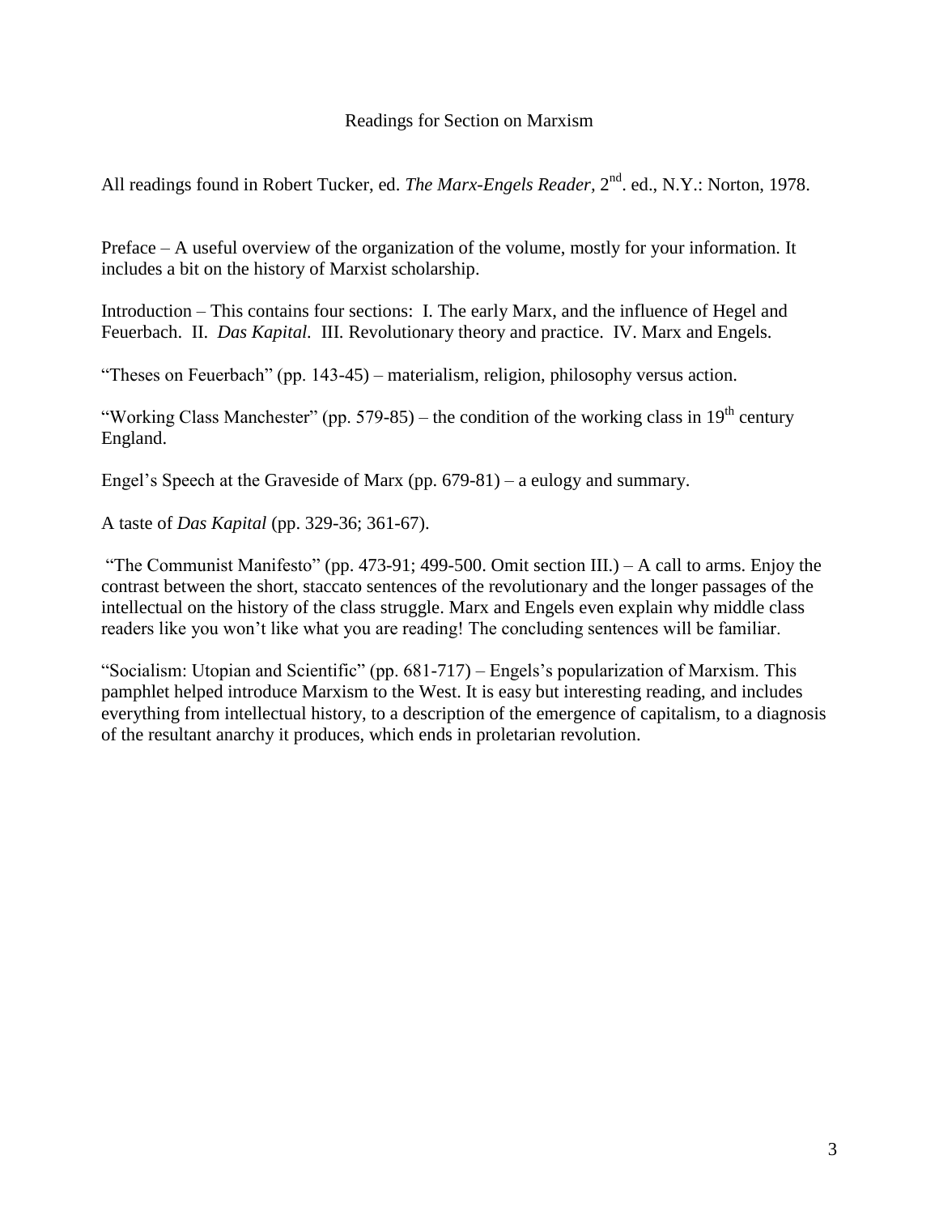# Readings for Section on Marxism

All readings found in Robert Tucker, ed. *The Marx-Engels Reader*, 2nd. ed., N.Y.: Norton, 1978.

Preface – A useful overview of the organization of the volume, mostly for your information. It includes a bit on the history of Marxist scholarship.

Introduction – This contains four sections: I. The early Marx, and the influence of Hegel and Feuerbach. II. *Das Kapital.* III. Revolutionary theory and practice. IV. Marx and Engels.

"Theses on Feuerbach" (pp. 143-45) – materialism, religion, philosophy versus action.

"Working Class Manchester" (pp. 579-85) – the condition of the working class in 19th century England.

Engel's Speech at the Graveside of Marx (pp. 679-81) – a eulogy and summary.

A taste of *Das Kapital* (pp. 329-36; 361-67).

"The Communist Manifesto" (pp. 473-91; 499-500. Omit section III.) – A call to arms. Enjoy the contrast between the short, staccato sentences of the revolutionary and the longer passages of the intellectual on the history of the class struggle. Marx and Engels even explain why middle class readers like you won't like what you are reading! The concluding sentences will be familiar.

"Socialism: Utopian and Scientific" (pp. 681-717) – Engels's popularization of Marxism. This pamphlet helped introduce Marxism to the West. It is easy but interesting reading, and includes everything from intellectual history, to a description of the emergence of capitalism, to a diagnosis of the resultant anarchy it produces, which ends in proletarian revolution.